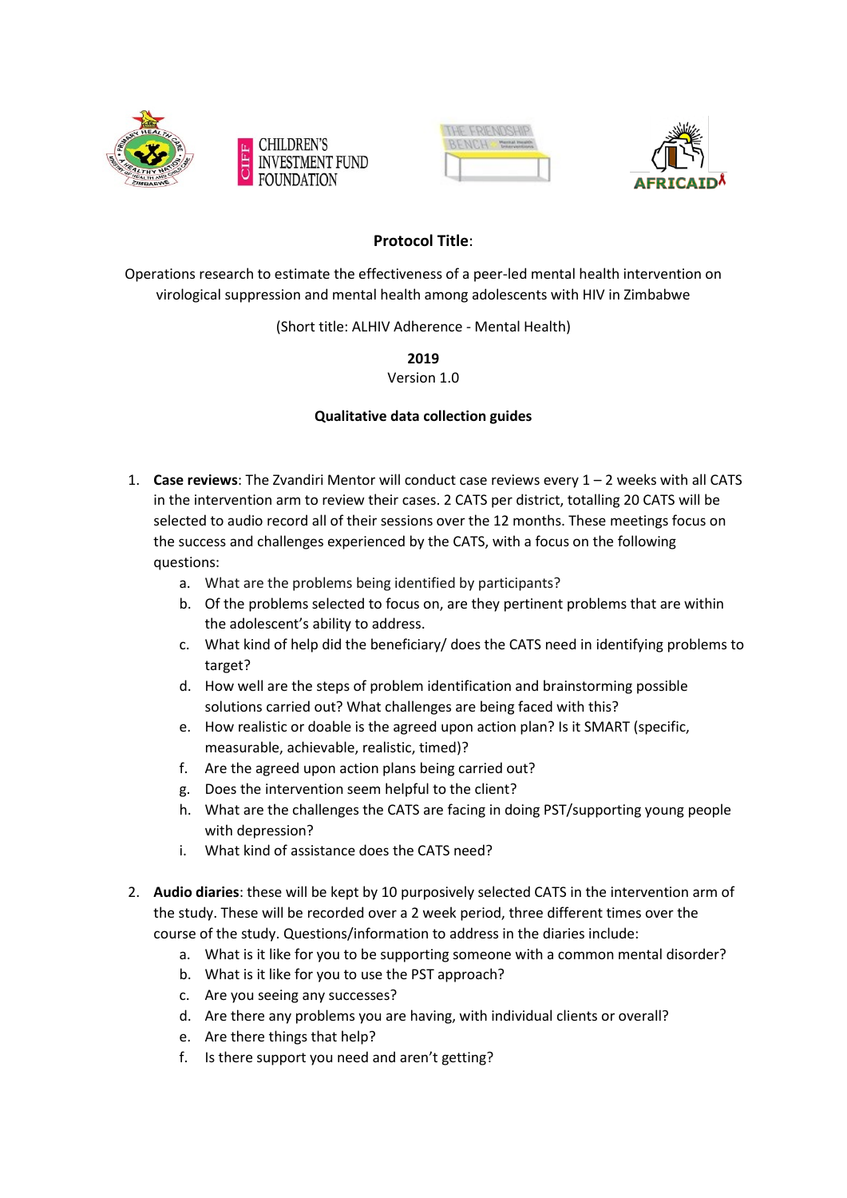**Protocol Title**:

Operations research to estimate the effectiveness of a peer-led mental health intervention on virological suppression and mental health among adolescents with HIV in Zimbabwe

(Short title: ALHIV Adherence - Mental Health)

**2019**

Version 1.0

**Qualitative data collection guides**

1. **Case reviews**: The Zvandiri Mentor will conduct case reviews every 1 – 2 weeks with all CATS in the intervention arm to review their cases. 2 CATS per district, totalling 20 CATS will be selected to audio record all of their sessions over the 12 months. These meetings focus on the success and challenges experienced by the CATS, with a focus on the following questions:
    a. What are the problems being identified by participants?
    b. Of the problems selected to focus on, are they pertinent problems that are within the adolescent's ability to address.
    c. What kind of help did the beneficiary/ does the CATS need in identifying problems to target?
    d. How well are the steps of problem identification and brainstorming possible solutions carried out? What challenges are being faced with this?
    e. How realistic or doable is the agreed upon action plan? Is it SMART (specific, measurable, achievable, realistic, timed)?
    f. Are the agreed upon action plans being carried out?
    g. Does the intervention seem helpful to the client?
    h. What are the challenges the CATS are facing in doing PST/supporting young people with depression?
    i. What kind of assistance does the CATS need?

2. **Audio diaries**: these will be kept by 10 purposively selected CATS in the intervention arm of the study. These will be recorded over a 2 week period, three different times over the course of the study. Questions/information to address in the diaries include:
    a. What is it like for you to be supporting someone with a common mental disorder?
    b. What is it like for you to use the PST approach?
    c. Are you seeing any successes?
    d. Are there any problems you are having, with individual clients or overall?
    e. Are there things that help?
    f. Is there support you need and aren't getting?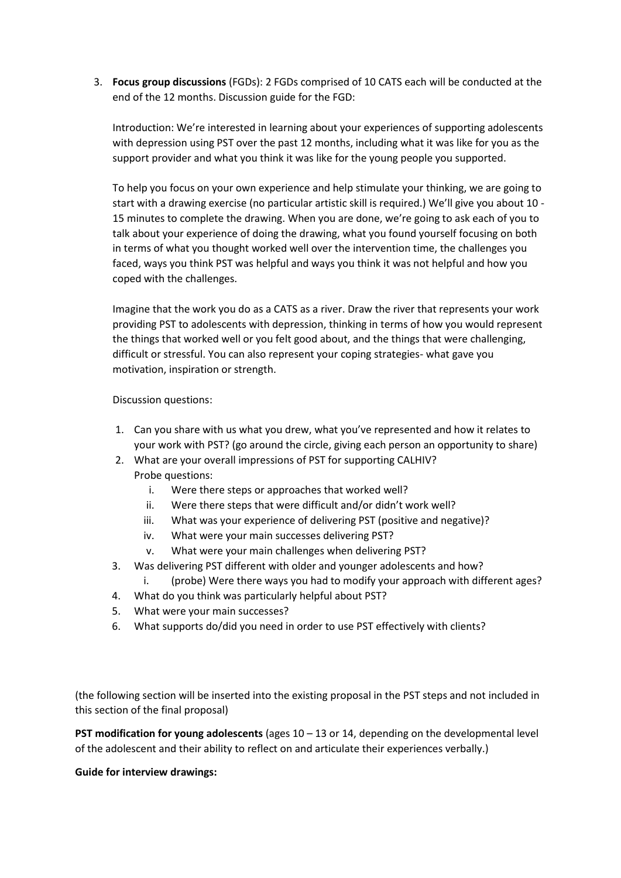3. **Focus group discussions** (FGDs): 2 FGDs comprised of 10 CATS each will be conducted at the end of the 12 months. Discussion guide for the FGD:

   Introduction: We're interested in learning about your experiences of supporting adolescents with depression using PST over the past 12 months, including what it was like for you as the support provider and what you think it was like for the young people you supported.

   To help you focus on your own experience and help stimulate your thinking, we are going to start with a drawing exercise (no particular artistic skill is required.) We'll give you about 10 - 15 minutes to complete the drawing. When you are done, we're going to ask each of you to talk about your experience of doing the drawing, what you found yourself focusing on both in terms of what you thought worked well over the intervention time, the challenges you faced, ways you think PST was helpful and ways you think it was not helpful and how you coped with the challenges.

   Imagine that the work you do as a CATS as a river. Draw the river that represents your work providing PST to adolescents with depression, thinking in terms of how you would represent the things that worked well or you felt good about, and the things that were challenging, difficult or stressful. You can also represent your coping strategies- what gave you motivation, inspiration or strength.

   Discussion questions:

   1. Can you share with us what you drew, what you've represented and how it relates to your work with PST? (go around the circle, giving each person an opportunity to share)
   2. What are your overall impressions of PST for supporting CALHIV?
      Probe questions:
      i. Were there steps or approaches that worked well?
      ii. Were there steps that were difficult and/or didn't work well?
      iii. What was your experience of delivering PST (positive and negative)?
      iv. What were your main successes delivering PST?
      v. What were your main challenges when delivering PST?
   3. Was delivering PST different with older and younger adolescents and how?
      i. (probe) Were there ways you had to modify your approach with different ages?
   4. What do you think was particularly helpful about PST?
   5. What were your main successes?
   6. What supports do/did you need in order to use PST effectively with clients?

(the following section will be inserted into the existing proposal in the PST steps and not included in this section of the final proposal)

**PST modification for young adolescents** (ages 10 – 13 or 14, depending on the developmental level of the adolescent and their ability to reflect on and articulate their experiences verbally.)

**Guide for interview drawings:**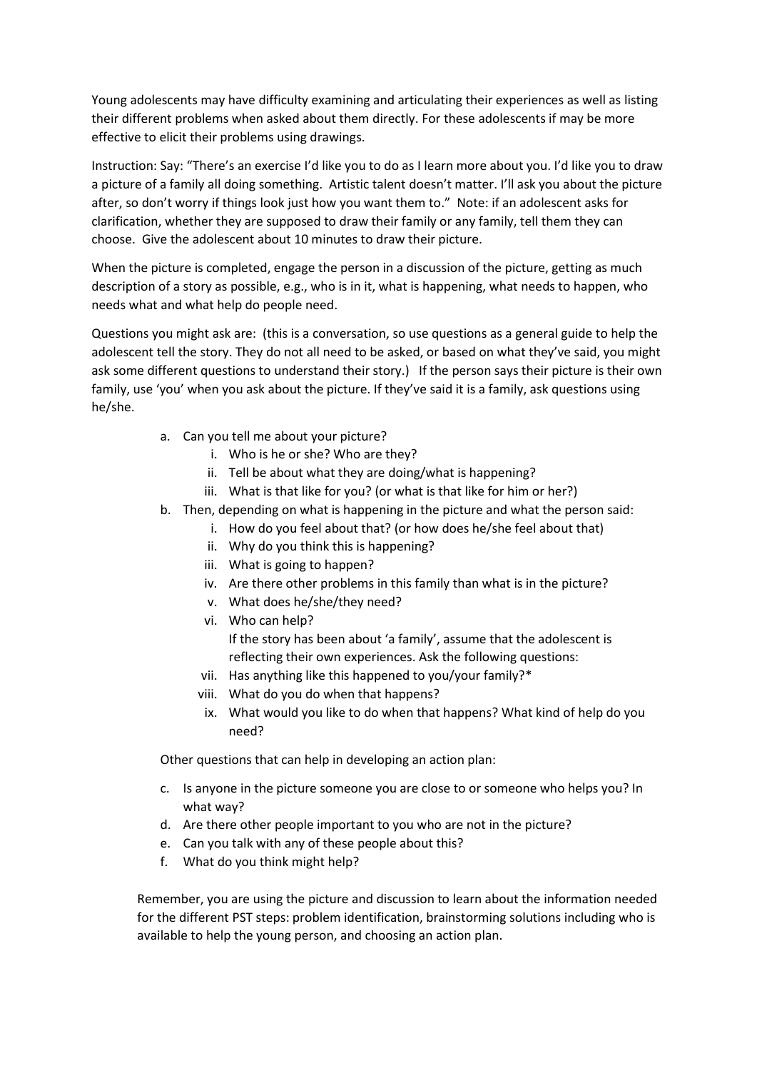Young adolescents may have difficulty examining and articulating their experiences as well as listing their different problems when asked about them directly. For these adolescents if may be more effective to elicit their problems using drawings.

Instruction: Say: "There's an exercise I'd like you to do as I learn more about you. I'd like you to draw a picture of a family all doing something. Artistic talent doesn't matter. I'll ask you about the picture after, so don't worry if things look just how you want them to." Note: if an adolescent asks for clarification, whether they are supposed to draw their family or any family, tell them they can choose. Give the adolescent about 10 minutes to draw their picture.

When the picture is completed, engage the person in a discussion of the picture, getting as much description of a story as possible, e.g., who is in it, what is happening, what needs to happen, who needs what and what help do people need.

Questions you might ask are: (this is a conversation, so use questions as a general guide to help the adolescent tell the story. They do not all need to be asked, or based on what they've said, you might ask some different questions to understand their story.) If the person says their picture is their own family, use 'you' when you ask about the picture. If they've said it is a family, ask questions using he/she.

a. Can you tell me about your picture?
    i. Who is he or she? Who are they?
    ii. Tell be about what they are doing/what is happening?
    iii. What is that like for you? (or what is that like for him or her?)
b. Then, depending on what is happening in the picture and what the person said:
    i. How do you feel about that? (or how does he/she feel about that)
    ii. Why do you think this is happening?
    iii. What is going to happen?
    iv. Are there other problems in this family than what is in the picture?
    v. What does he/she/they need?
    vi. Who can help?
    If the story has been about 'a family', assume that the adolescent is reflecting their own experiences. Ask the following questions:
    vii. Has anything like this happened to you/your family?*
    viii. What do you do when that happens?
    ix. What would you like to do when that happens? What kind of help do you need?

Other questions that can help in developing an action plan:

c. Is anyone in the picture someone you are close to or someone who helps you? In what way?
d. Are there other people important to you who are not in the picture?
e. Can you talk with any of these people about this?
f. What do you think might help?

Remember, you are using the picture and discussion to learn about the information needed for the different PST steps: problem identification, brainstorming solutions including who is available to help the young person, and choosing an action plan.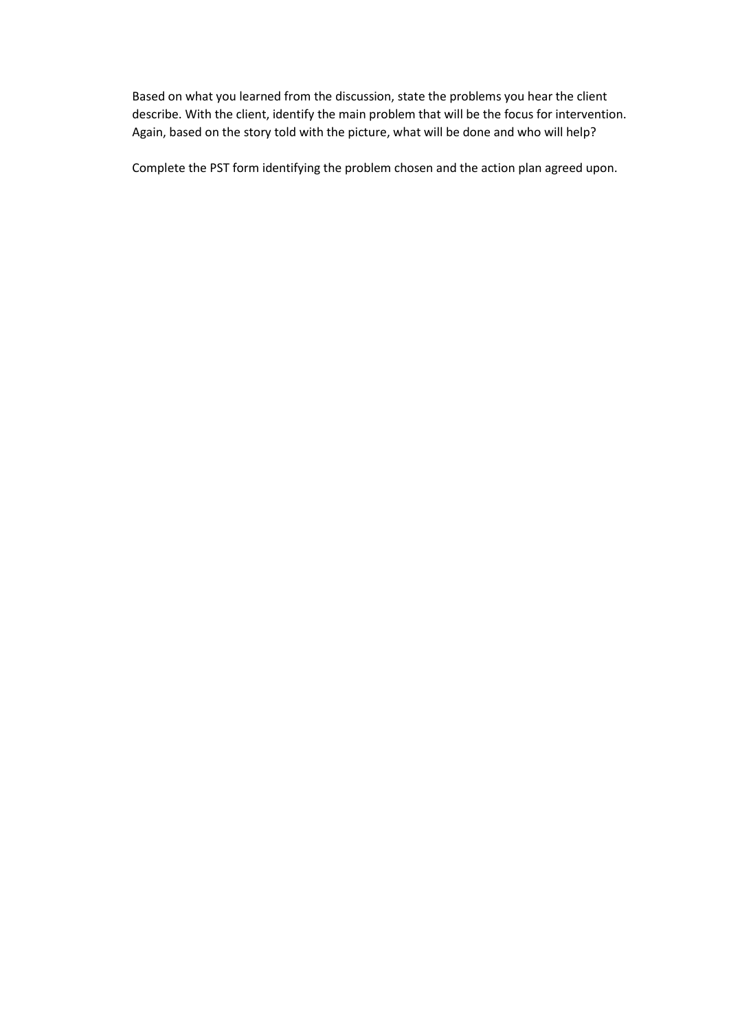Based on what you learned from the discussion, state the problems you hear the client describe. With the client, identify the main problem that will be the focus for intervention. Again, based on the story told with the picture, what will be done and who will help?

Complete the PST form identifying the problem chosen and the action plan agreed upon.